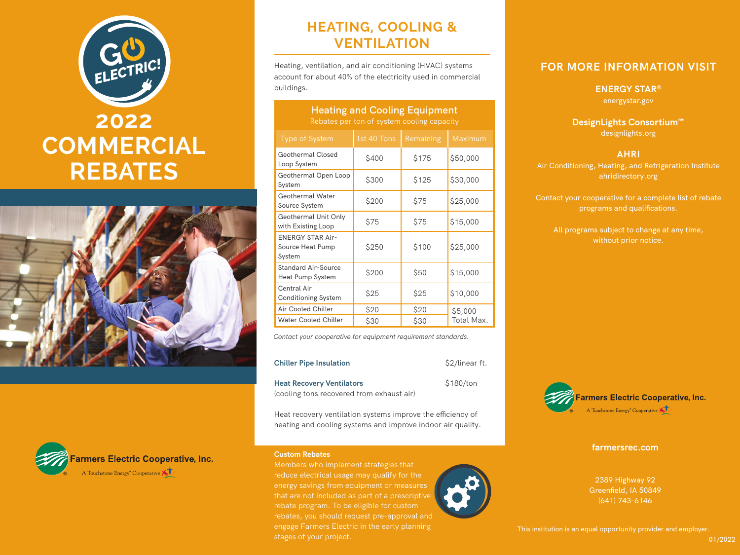# 2022 COMMERCIAL REBATES

Farmers Electric Cooperative, Inc.

A Touchstone Energy® Cooperative

## HEATING, COOLING & VENTILATION

Heating, ventilation, and air conditioning (HVAC) systems account for about 40% of the electricity used in commercial buildings.

### Heating and Cooling Equipment

Rebates per ton of system cooling capacity

| Type of System | 1st 40 Tons | Remaining | Maximum |
|---|---|---|---|
| Geothermal Closed Loop System | $400 | $175 | $50,000 |
| Geothermal Open Loop System | $300 | $125 | $30,000 |
| Geothermal Water Source System | $200 | $75 | $25,000 |
| Geothermal Unit Only with Existing Loop | $75 | $75 | $15,000 |
| ENERGY STAR Air-Source Heat Pump System | $250 | $100 | $25,000 |
| Standard Air-Source Heat Pump System | $200 | $50 | $15,000 |
| Central Air Conditioning System | $25 | $25 | $10,000 |
| Air Cooled Chiller | $20 | $20 | $5,000 Total Max. |
| Water Cooled Chiller | $30 | $30 | |

*Contact your cooperative for equipment requirement standards.*

**Chiller Pipe Insulation** — $2/linear ft.

**Heat Recovery Ventilators** (cooling tons recovered from exhaust air) — $180/ton

Heat recovery ventilation systems improve the efficiency of heating and cooling systems and improve indoor air quality.

**Custom Rebates**

Members who implement strategies that reduce electrical usage may qualify for the energy savings from equipment or measures that are not included as part of a prescriptive rebate program. To be eligible for custom rebates, you should request pre-approval and engage Farmers Electric in the early planning stages of your project.

## FOR MORE INFORMATION VISIT

**ENERGY STAR®**
energystar.gov

**DesignLights Consortium™**
designlights.org

**AHRI**
Air Conditioning, Heating, and Refrigeration Institute
ahridirectory.org

Contact your cooperative for a complete list of rebate programs and qualifications.

All programs subject to change at any time, without prior notice.

Farmers Electric Cooperative, Inc.
A Touchstone Energy® Cooperative

**farmersrec.com**

2389 Highway 92
Greenfield, IA 50849
(641) 743-6146

This institution is an equal opportunity provider and employer.

01/2022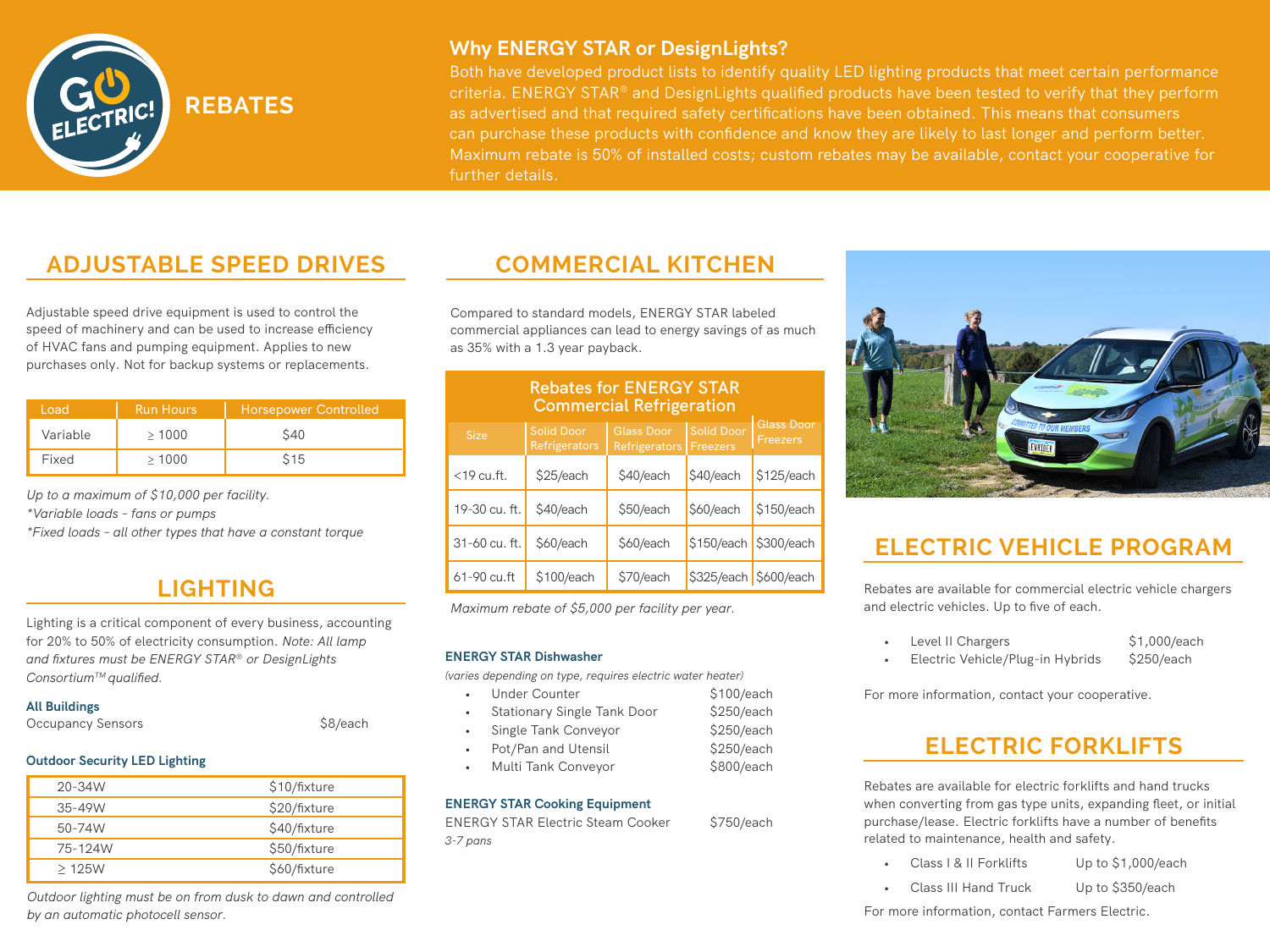GO ELECTRIC!

# REBATES

## Why ENERGY STAR or DesignLights?

Both have developed product lists to identify quality LED lighting products that meet certain performance criteria. ENERGY STAR® and DesignLights qualified products have been tested to verify that they perform as advertised and that required safety certifications have been obtained. This means that consumers can purchase these products with confidence and know they are likely to last longer and perform better. Maximum rebate is 50% of installed costs; custom rebates may be available, contact your cooperative for further details.

## ADJUSTABLE SPEED DRIVES

Adjustable speed drive equipment is used to control the speed of machinery and can be used to increase efficiency of HVAC fans and pumping equipment. Applies to new purchases only. Not for backup systems or replacements.

| Load | Run Hours | Horsepower Controlled |
|---|---|---|
| Variable | ≥ 1000 | $40 |
| Fixed | ≥ 1000 | $15 |

*Up to a maximum of $10,000 per facility.*
*\*Variable loads - fans or pumps*
*\*Fixed loads - all other types that have a constant torque*

## LIGHTING

Lighting is a critical component of every business, accounting for 20% to 50% of electricity consumption. *Note: All lamp and fixtures must be ENERGY STAR® or DesignLights Consortium™ qualified.*

**All Buildings**
Occupancy Sensors $8/each

**Outdoor Security LED Lighting**

| | |
|---|---|
| 20-34W | $10/fixture |
| 35-49W | $20/fixture |
| 50-74W | $40/fixture |
| 75-124W | $50/fixture |
| ≥ 125W | $60/fixture |

*Outdoor lighting must be on from dusk to dawn and controlled by an automatic photocell sensor.*

## COMMERCIAL KITCHEN

Compared to standard models, ENERGY STAR labeled commercial appliances can lead to energy savings of as much as 35% with a 1.3 year payback.

**Rebates for ENERGY STAR Commercial Refrigeration**

| Size | Solid Door Refrigerators | Glass Door Refrigerators | Solid Door Freezers | Glass Door Freezers |
|---|---|---|---|---|
| <19 cu.ft. | $25/each | $40/each | $40/each | $125/each |
| 19-30 cu. ft. | $40/each | $50/each | $60/each | $150/each |
| 31-60 cu. ft. | $60/each | $60/each | $150/each | $300/each |
| 61-90 cu.ft | $100/each | $70/each | $325/each | $600/each |

*Maximum rebate of $5,000 per facility per year.*

**ENERGY STAR Dishwasher**

*(varies depending on type, requires electric water heater)*

- Under Counter $100/each
- Stationary Single Tank Door $250/each
- Single Tank Conveyor $250/each
- Pot/Pan and Utensil $250/each
- Multi Tank Conveyor $800/each

**ENERGY STAR Cooking Equipment**

ENERGY STAR Electric Steam Cooker $750/each
*3-7 pans*

## ELECTRIC VEHICLE PROGRAM

Rebates are available for commercial electric vehicle chargers and electric vehicles. Up to five of each.

- Level II Chargers $1,000/each
- Electric Vehicle/Plug-in Hybrids $250/each

For more information, contact your cooperative.

## ELECTRIC FORKLIFTS

Rebates are available for electric forklifts and hand trucks when converting from gas type units, expanding fleet, or initial purchase/lease. Electric forklifts have a number of benefits related to maintenance, health and safety.

- Class I & II Forklifts Up to $1,000/each
- Class III Hand Truck Up to $350/each

For more information, contact Farmers Electric.